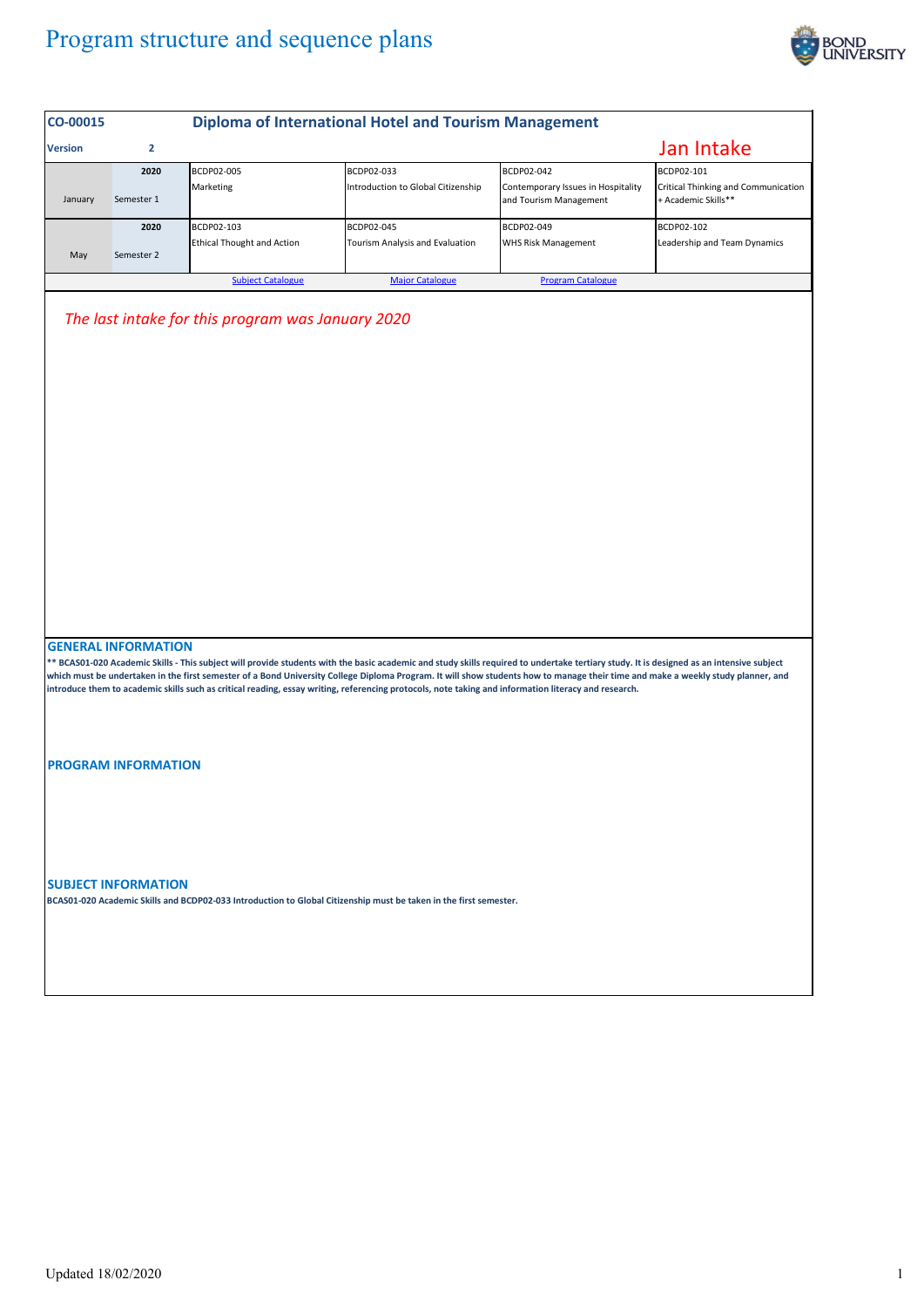# Program structure and sequence plans

| CO-00015 | | Diploma of International Hotel and Tourism Management | | | |
|---|---|---|---|---|---|
| Version | 2 | | | | Jan Intake |
| January | 2020<br>Semester 1 | BCDP02-005<br>Marketing | BCDP02-033<br>Introduction to Global Citizenship | BCDP02-042<br>Contemporary Issues in Hospitality and Tourism Management | BCDP02-101<br>Critical Thinking and Communication + Academic Skills** |
| May | 2020<br>Semester 2 | BCDP02-103<br>Ethical Thought and Action | BCDP02-045<br>Tourism Analysis and Evaluation | BCDP02-049<br>WHS Risk Management | BCDP02-102<br>Leadership and Team Dynamics |
| | | Subject Catalogue | Major Catalogue | Program Catalogue | |

*The last intake for this program was January 2020*

## GENERAL INFORMATION

**** BCAS01-020 Academic Skills - This subject will provide students with the basic academic and study skills required to undertake tertiary study. It is designed as an intensive subject which must be undertaken in the first semester of a Bond University College Diploma Program. It will show students how to manage their time and make a weekly study planner, and introduce them to academic skills such as critical reading, essay writing, referencing protocols, note taking and information literacy and research.**

## PROGRAM INFORMATION

## SUBJECT INFORMATION

**BCAS01-020 Academic Skills and BCDP02-033 Introduction to Global Citizenship must be taken in the first semester.**

Updated 18/02/2020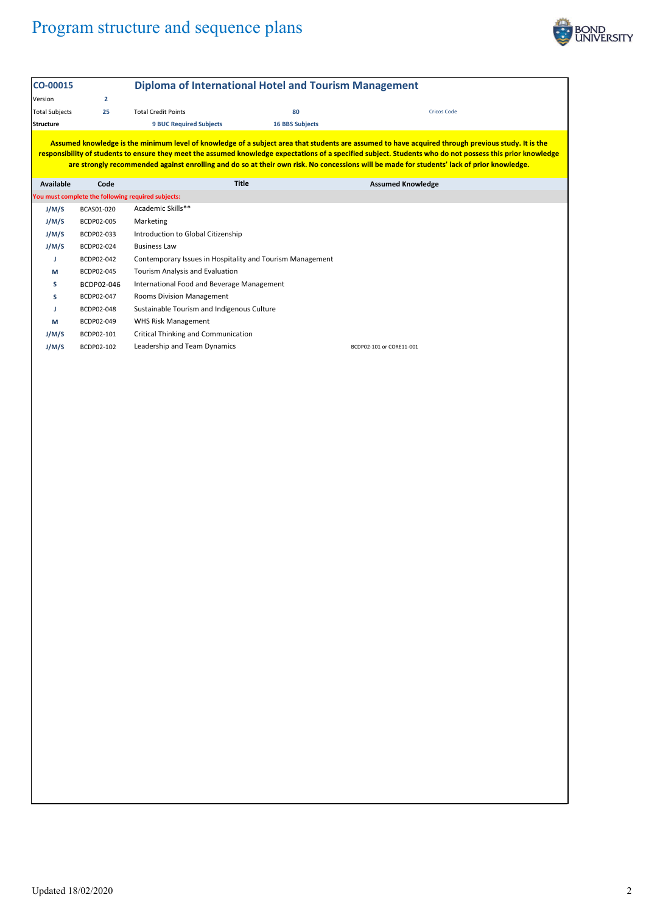# Program structure and sequence plans

| CO-00015 | | Diploma of International Hotel and Tourism Management | | |
|---|---|---|---|---|
| Version | 2 | | | |
| Total Subjects | 25 | Total Credit Points | 80 | Cricos Code |
| Structure | | 9 BUC Required Subjects | 16 BBS Subjects | |

**Assumed knowledge is the minimum level of knowledge of a subject area that students are assumed to have acquired through previous study. It is the responsibility of students to ensure they meet the assumed knowledge expectations of a specified subject. Students who do not possess this prior knowledge are strongly recommended against enrolling and do so at their own risk. No concessions will be made for students' lack of prior knowledge.**

| Available | Code | Title | Assumed Knowledge |
|---|---|---|---|
| **You must complete the following required subjects:** | | | |
| J/M/S | BCAS01-020 | Academic Skills** | |
| J/M/S | BCDP02-005 | Marketing | |
| J/M/S | BCDP02-033 | Introduction to Global Citizenship | |
| J/M/S | BCDP02-024 | Business Law | |
| J | BCDP02-042 | Contemporary Issues in Hospitality and Tourism Management | |
| M | BCDP02-045 | Tourism Analysis and Evaluation | |
| S | BCDP02-046 | International Food and Beverage Management | |
| S | BCDP02-047 | Rooms Division Management | |
| J | BCDP02-048 | Sustainable Tourism and Indigenous Culture | |
| M | BCDP02-049 | WHS Risk Management | |
| J/M/S | BCDP02-101 | Critical Thinking and Communication | |
| J/M/S | BCDP02-102 | Leadership and Team Dynamics | BCDP02-101 or CORE11-001 |

Updated 18/02/2020